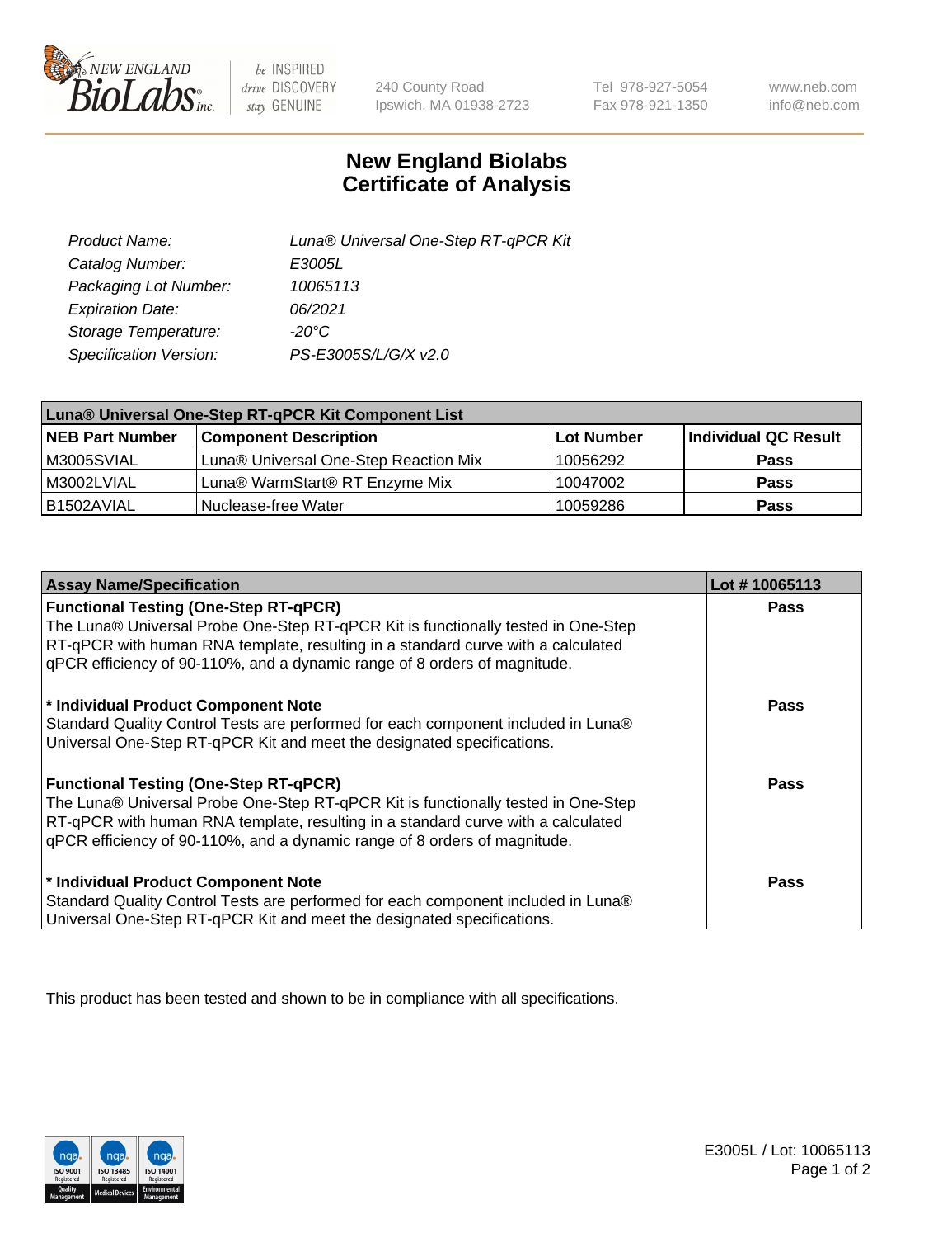# New England Biolabs Certificate of Analysis

| | |
|---|---|
| Product Name: | Luna® Universal One-Step RT-qPCR Kit |
| Catalog Number: | E3005L |
| Packaging Lot Number: | 10065113 |
| Expiration Date: | 06/2021 |
| Storage Temperature: | -20°C |
| Specification Version: | PS-E3005S/L/G/X v2.0 |

| Luna® Universal One-Step RT-qPCR Kit Component List | | | |
|---|---|---|---|
| **NEB Part Number** | **Component Description** | **Lot Number** | **Individual QC Result** |
| M3005SVIAL | Luna® Universal One-Step Reaction Mix | 10056292 | **Pass** |
| M3002LVIAL | Luna® WarmStart® RT Enzyme Mix | 10047002 | **Pass** |
| B1502AVIAL | Nuclease-free Water | 10059286 | **Pass** |

| Assay Name/Specification | Lot # 10065113 |
|---|---|
| **Functional Testing (One-Step RT-qPCR)** The Luna® Universal Probe One-Step RT-qPCR Kit is functionally tested in One-Step RT-qPCR with human RNA template, resulting in a standard curve with a calculated qPCR efficiency of 90-110%, and a dynamic range of 8 orders of magnitude. | **Pass** |
| **\* Individual Product Component Note** Standard Quality Control Tests are performed for each component included in Luna® Universal One-Step RT-qPCR Kit and meet the designated specifications. | **Pass** |
| **Functional Testing (One-Step RT-qPCR)** The Luna® Universal Probe One-Step RT-qPCR Kit is functionally tested in One-Step RT-qPCR with human RNA template, resulting in a standard curve with a calculated qPCR efficiency of 90-110%, and a dynamic range of 8 orders of magnitude. | **Pass** |
| **\* Individual Product Component Note** Standard Quality Control Tests are performed for each component included in Luna® Universal One-Step RT-qPCR Kit and meet the designated specifications. | **Pass** |

This product has been tested and shown to be in compliance with all specifications.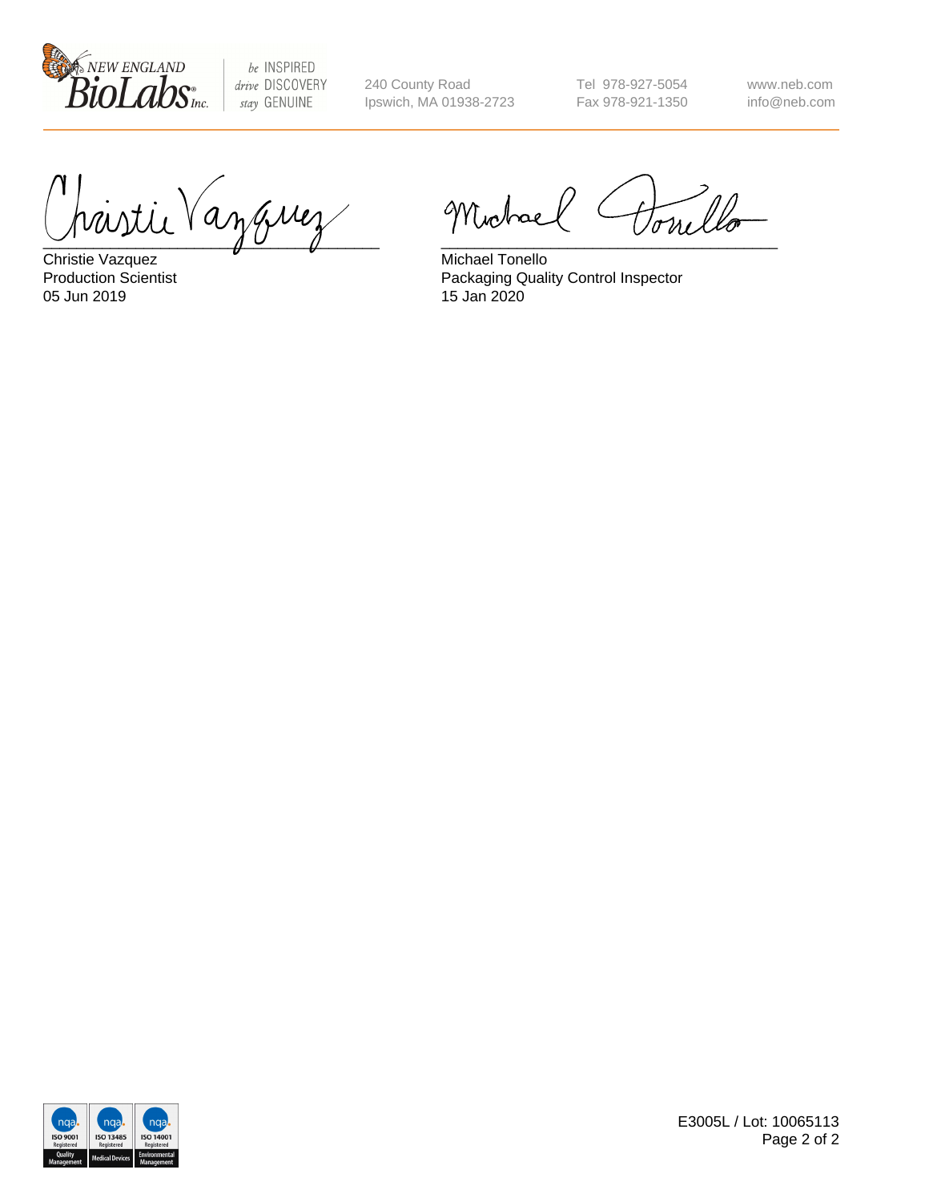Christie Vazquez
Production Scientist
05 Jun 2019

Michael Tonello
Packaging Quality Control Inspector
15 Jan 2020